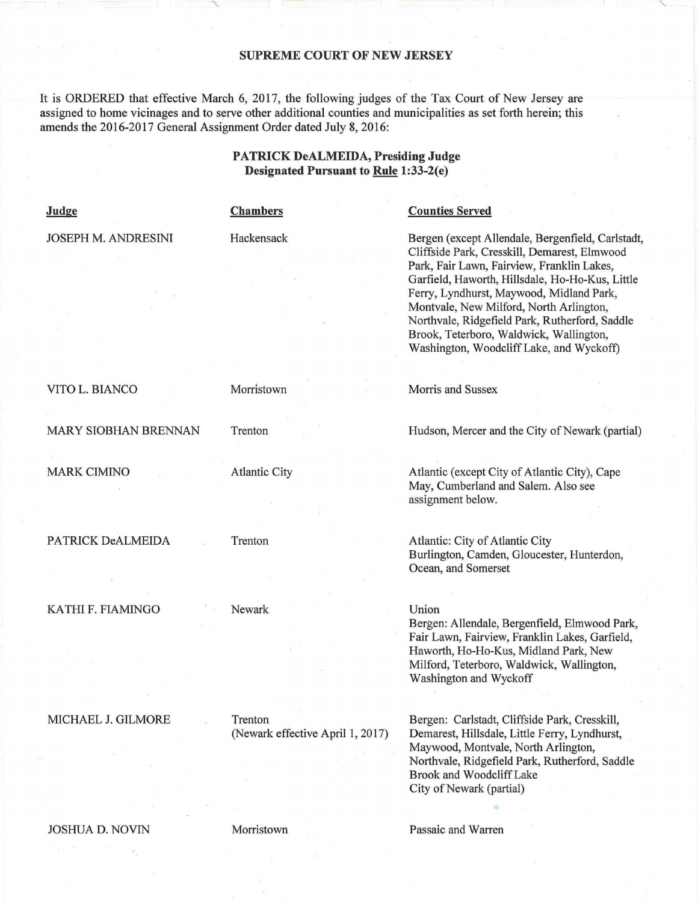## SUPREME COURT OF NEW JERSEY

It is ORDERED that effective March 6, 2017, the following judges of the Tax Court of New Jersey are assigned to home vicinages and to serve other additional counties and municipalities as set forth herein; this amends the 2016-2017 General Assignment Order dated July 8, 2016:

**PATRICK DeALMEIDA, Presiding Judge**
**Designated Pursuant to Rule 1:33-2(e)**

| Judge | Chambers | Counties Served |
|---|---|---|
| JOSEPH M. ANDRESINI | Hackensack | Bergen (except Allendale, Bergenfield, Carlstadt, Cliffside Park, Cresskill, Demarest, Elmwood Park, Fair Lawn, Fairview, Franklin Lakes, Garfield, Haworth, Hillsdale, Ho-Ho-Kus, Little Ferry, Lyndhurst, Maywood, Midland Park, Montvale, New Milford, North Arlington, Northvale, Ridgefield Park, Rutherford, Saddle Brook, Teterboro, Waldwick, Wallington, Washington, Woodcliff Lake, and Wyckoff) |
| VITO L. BIANCO | Morristown | Morris and Sussex |
| MARY SIOBHAN BRENNAN | Trenton | Hudson, Mercer and the City of Newark (partial) |
| MARK CIMINO | Atlantic City | Atlantic (except City of Atlantic City), Cape May, Cumberland and Salem. Also see assignment below. |
| PATRICK DeALMEIDA | Trenton | Atlantic: City of Atlantic City<br>Burlington, Camden, Gloucester, Hunterdon, Ocean, and Somerset |
| KATHI F. FIAMINGO | Newark | Union<br>Bergen: Allendale, Bergenfield, Elmwood Park, Fair Lawn, Fairview, Franklin Lakes, Garfield, Haworth, Ho-Ho-Kus, Midland Park, New Milford, Teterboro, Waldwick, Wallington, Washington and Wyckoff |
| MICHAEL J. GILMORE | Trenton<br>(Newark effective April 1, 2017) | Bergen: Carlstadt, Cliffside Park, Cresskill, Demarest, Hillsdale, Little Ferry, Lyndhurst, Maywood, Montvale, North Arlington, Northvale, Ridgefield Park, Rutherford, Saddle Brook and Woodcliff Lake<br>City of Newark (partial) |
| JOSHUA D. NOVIN | Morristown | Passaic and Warren |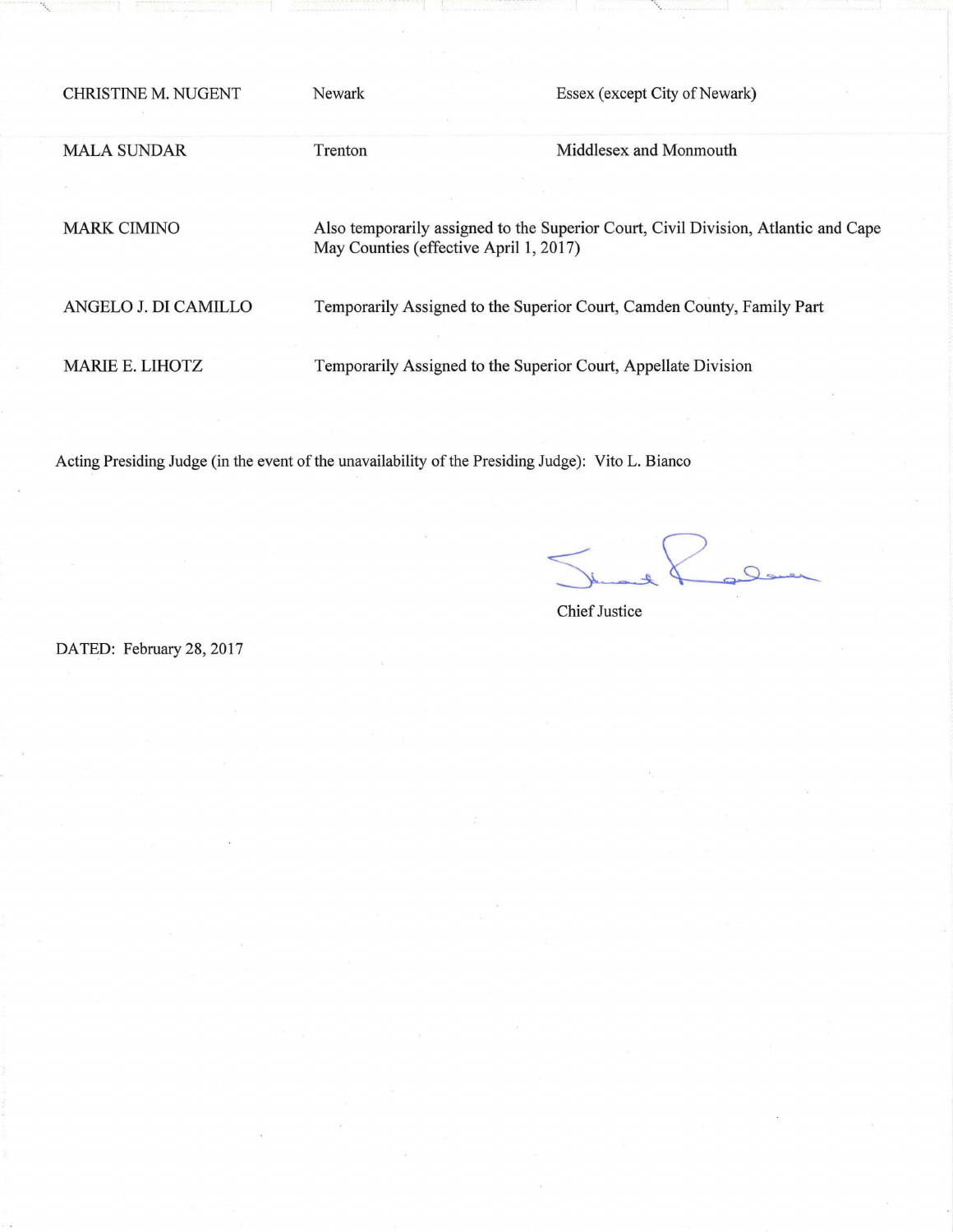| | | |
|---|---|---|
| CHRISTINE M. NUGENT | Newark | Essex (except City of Newark) |
| MALA SUNDAR | Trenton | Middlesex and Monmouth |
| MARK CIMINO | Also temporarily assigned to the Superior Court, Civil Division, Atlantic and Cape May Counties (effective April 1, 2017) | |
| ANGELO J. DI CAMILLO | Temporarily Assigned to the Superior Court, Camden County, Family Part | |
| MARIE E. LIHOTZ | Temporarily Assigned to the Superior Court, Appellate Division | |

Acting Presiding Judge (in the event of the unavailability of the Presiding Judge): Vito L. Bianco

Chief Justice

DATED: February 28, 2017